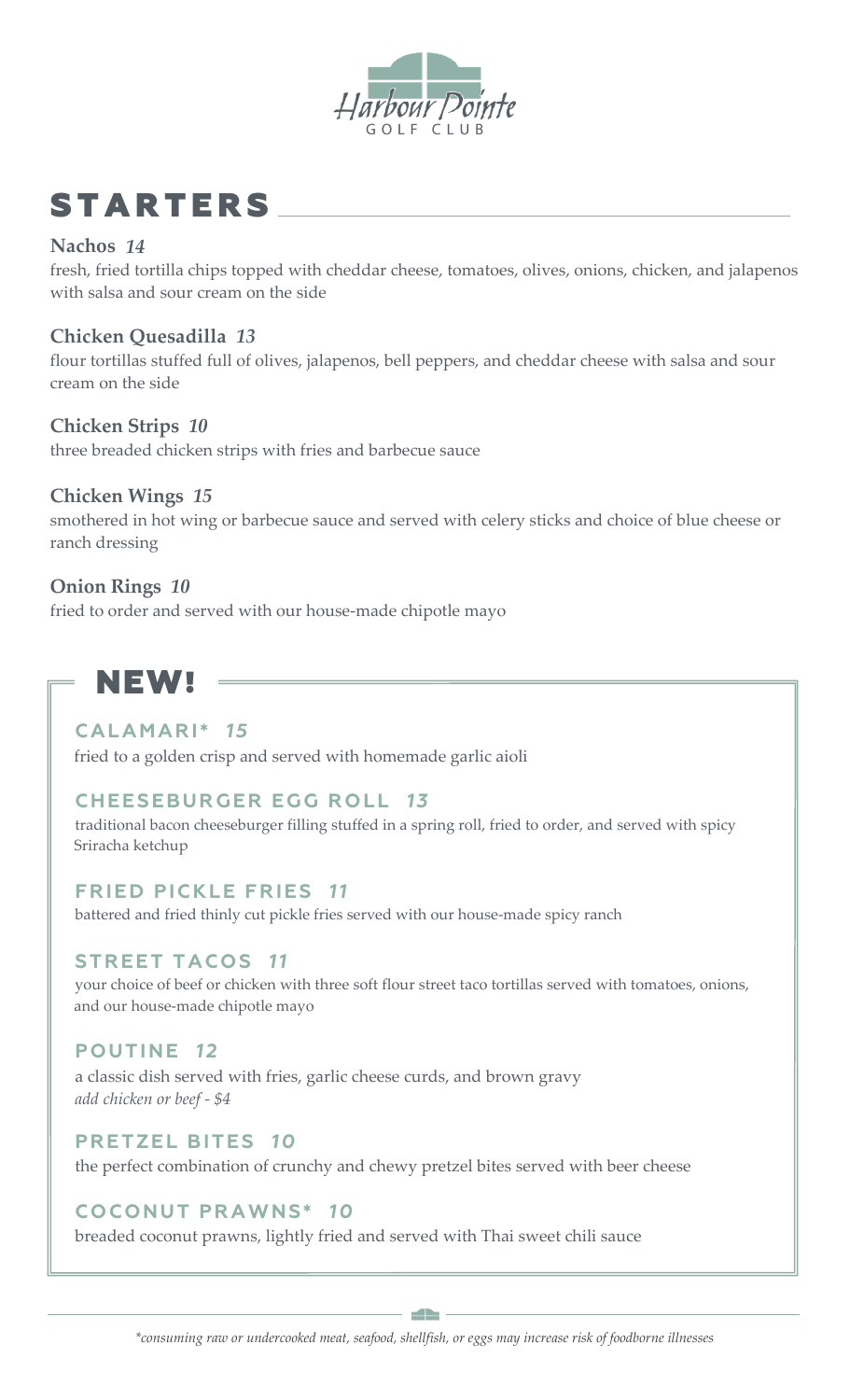Harbour Pointe

GOLF CLUB

# STARTERS

**Nachos** ***14***
fresh, fried tortilla chips topped with cheddar cheese, tomatoes, olives, onions, chicken, and jalapenos with salsa and sour cream on the side

**Chicken Quesadilla** ***13***
flour tortillas stuffed full of olives, jalapenos, bell peppers, and cheddar cheese with salsa and sour cream on the side

**Chicken Strips** ***10***
three breaded chicken strips with fries and barbecue sauce

**Chicken Wings** ***15***
smothered in hot wing or barbecue sauce and served with celery sticks and choice of blue cheese or ranch dressing

**Onion Rings** ***10***
fried to order and served with our house-made chipotle mayo

## NEW!

### CALAMARI* *15*
fried to a golden crisp and served with homemade garlic aioli

### CHEESEBURGER EGG ROLL *13*
traditional bacon cheeseburger filling stuffed in a spring roll, fried to order, and served with spicy Sriracha ketchup

### FRIED PICKLE FRIES *11*
battered and fried thinly cut pickle fries served with our house-made spicy ranch

### STREET TACOS *11*
your choice of beef or chicken with three soft flour street taco tortillas served with tomatoes, onions, and our house-made chipotle mayo

### POUTINE *12*
a classic dish served with fries, garlic cheese curds, and brown gravy
*add chicken or beef - $4*

### PRETZEL BITES *10*
the perfect combination of crunchy and chewy pretzel bites served with beer cheese

### COCONUT PRAWNS* *10*
breaded coconut prawns, lightly fried and served with Thai sweet chili sauce

*\*consuming raw or undercooked meat, seafood, shellfish, or eggs may increase risk of foodborne illnesses*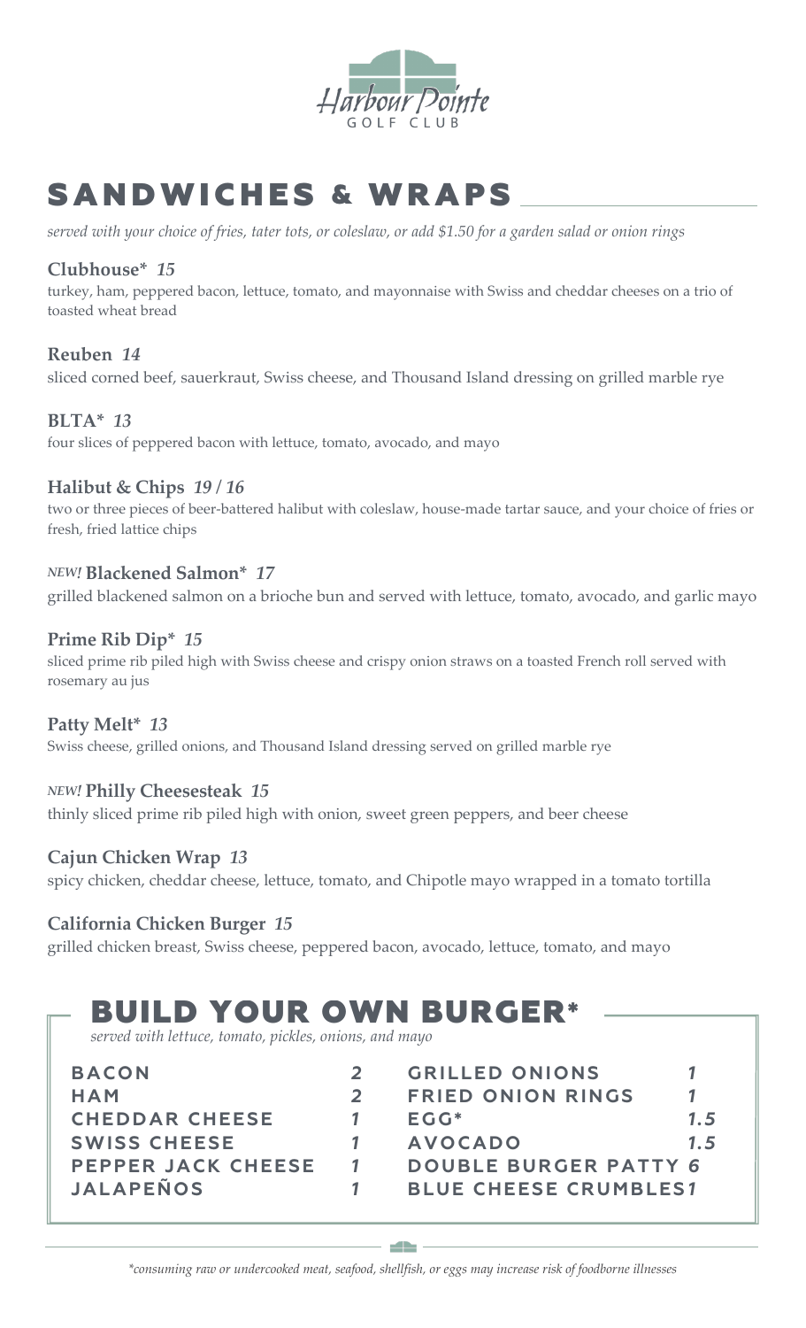Harbour Pointe
GOLF CLUB

# SANDWICHES & WRAPS

*served with your choice of fries, tater tots, or coleslaw, or add $1.50 for a garden salad or onion rings*

**Clubhouse*** *15*
turkey, ham, peppered bacon, lettuce, tomato, and mayonnaise with Swiss and cheddar cheeses on a trio of toasted wheat bread

**Reuben** *14*
sliced corned beef, sauerkraut, Swiss cheese, and Thousand Island dressing on grilled marble rye

**BLTA*** *13*
four slices of peppered bacon with lettuce, tomato, avocado, and mayo

**Halibut & Chips** *19 / 16*
two or three pieces of beer-battered halibut with coleslaw, house-made tartar sauce, and your choice of fries or fresh, fried lattice chips

*NEW!* **Blackened Salmon*** *17*
grilled blackened salmon on a brioche bun and served with lettuce, tomato, avocado, and garlic mayo

**Prime Rib Dip*** *15*
sliced prime rib piled high with Swiss cheese and crispy onion straws on a toasted French roll served with rosemary au jus

**Patty Melt*** *13*
Swiss cheese, grilled onions, and Thousand Island dressing served on grilled marble rye

*NEW!* **Philly Cheesesteak** *15*
thinly sliced prime rib piled high with onion, sweet green peppers, and beer cheese

**Cajun Chicken Wrap** *13*
spicy chicken, cheddar cheese, lettuce, tomato, and Chipotle mayo wrapped in a tomato tortilla

**California Chicken Burger** *15*
grilled chicken breast, Swiss cheese, peppered bacon, avocado, lettuce, tomato, and mayo

## BUILD YOUR OWN BURGER*

*served with lettuce, tomato, pickles, onions, and mayo*

| | | | |
|---|---|---|---|
| BACON | 2 | GRILLED ONIONS | 1 |
| HAM | 2 | FRIED ONION RINGS | 1 |
| CHEDDAR CHEESE | 1 | EGG* | 1.5 |
| SWISS CHEESE | 1 | AVOCADO | 1.5 |
| PEPPER JACK CHEESE | 1 | DOUBLE BURGER PATTY | 6 |
| JALAPEÑOS | 1 | BLUE CHEESE CRUMBLES | 1 |

*\*consuming raw or undercooked meat, seafood, shellfish, or eggs may increase risk of foodborne illnesses*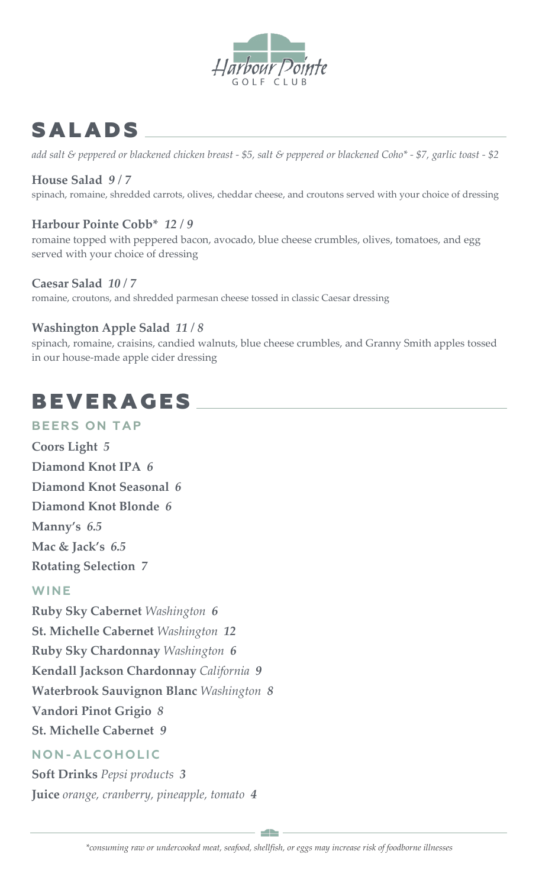Harbour Pointe
GOLF CLUB

# SALADS

*add salt & peppered or blackened chicken breast - $5, salt & peppered or blackened Coho* - $7, garlic toast - $2*

**House Salad** ***9 / 7***
spinach, romaine, shredded carrots, olives, cheddar cheese, and croutons served with your choice of dressing

**Harbour Pointe Cobb*** ***12 / 9***
romaine topped with peppered bacon, avocado, blue cheese crumbles, olives, tomatoes, and egg served with your choice of dressing

**Caesar Salad** ***10 / 7***
romaine, croutons, and shredded parmesan cheese tossed in classic Caesar dressing

**Washington Apple Salad** ***11 / 8***
spinach, romaine, craisins, candied walnuts, blue cheese crumbles, and Granny Smith apples tossed in our house-made apple cider dressing

# BEVERAGES

## BEERS ON TAP

**Coors Light** ***5***

**Diamond Knot IPA** ***6***

**Diamond Knot Seasonal** ***6***

**Diamond Knot Blonde** ***6***

**Manny's** ***6.5***

**Mac & Jack's** ***6.5***

**Rotating Selection** ***7***

## WINE

**Ruby Sky Cabernet** *Washington* ***6***

**St. Michelle Cabernet** *Washington* ***12***

**Ruby Sky Chardonnay** *Washington* ***6***

**Kendall Jackson Chardonnay** *California* ***9***

**Waterbrook Sauvignon Blanc** *Washington* ***8***

**Vandori Pinot Grigio** ***8***

**St. Michelle Cabernet** ***9***

## NON-ALCOHOLIC

**Soft Drinks** *Pepsi products* ***3***

**Juice** *orange, cranberry, pineapple, tomato* ***4***

*\*consuming raw or undercooked meat, seafood, shellfish, or eggs may increase risk of foodborne illnesses*